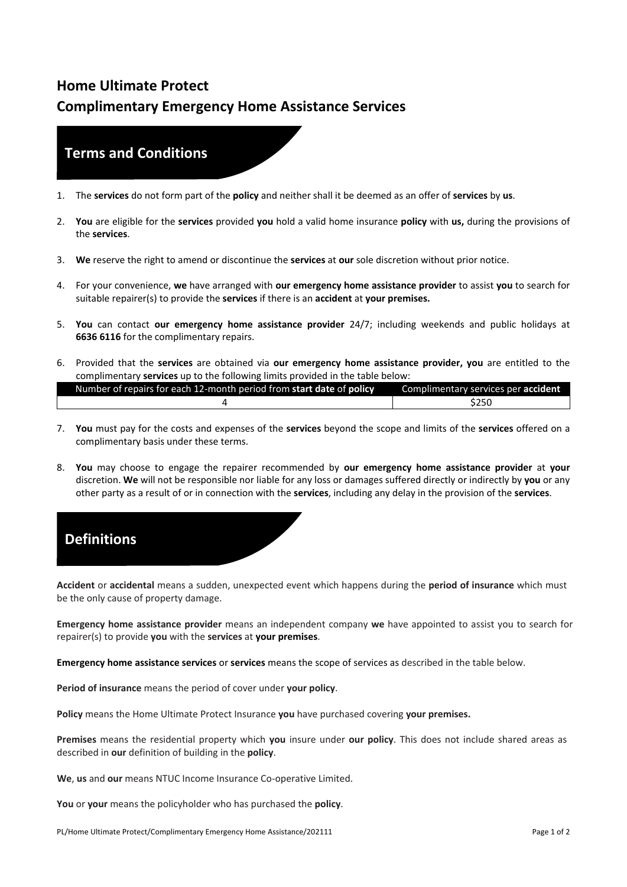# Home Ultimate Protect
# Complimentary Emergency Home Assistance Services

## Terms and Conditions

1. The **services** do not form part of the **policy** and neither shall it be deemed as an offer of **services** by **us**.
2. **You** are eligible for the **services** provided **you** hold a valid home insurance **policy** with **us,** during the provisions of the **services**.
3. **We** reserve the right to amend or discontinue the **services** at **our** sole discretion without prior notice.
4. For your convenience, **we** have arranged with **our emergency home assistance provider** to assist **you** to search for suitable repairer(s) to provide the **services** if there is an **accident** at **your premises.**
5. **You** can contact **our emergency home assistance provider** 24/7; including weekends and public holidays at **6636 6116** for the complimentary repairs.
6. Provided that the **services** are obtained via **our emergency home assistance provider, you** are entitled to the complimentary **services** up to the following limits provided in the table below:

| Number of repairs for each 12-month period from **start date** of **policy** | Complimentary services per **accident** |
|---|---|
| 4 | $250 |

7. **You** must pay for the costs and expenses of the **services** beyond the scope and limits of the **services** offered on a complimentary basis under these terms.
8. **You** may choose to engage the repairer recommended by **our emergency home assistance provider** at **your** discretion. **We** will not be responsible nor liable for any loss or damages suffered directly or indirectly by **you** or any other party as a result of or in connection with the **services**, including any delay in the provision of the **services**.

## Definitions

**Accident** or **accidental** means a sudden, unexpected event which happens during the **period of insurance** which must be the only cause of property damage.

**Emergency home assistance provider** means an independent company **we** have appointed to assist you to search for repairer(s) to provide **you** with the **services** at **your premises**.

**Emergency home assistance services** or **services** means the scope of services as described in the table below.

**Period of insurance** means the period of cover under **your policy**.

**Policy** means the Home Ultimate Protect Insurance **you** have purchased covering **your premises.**

**Premises** means the residential property which **you** insure under **our policy**. This does not include shared areas as described in **our** definition of building in the **policy**.

**We**, **us** and **our** means NTUC Income Insurance Co-operative Limited.

**You** or **your** means the policyholder who has purchased the **policy**.

PL/Home Ultimate Protect/Complimentary Emergency Home Assistance/202111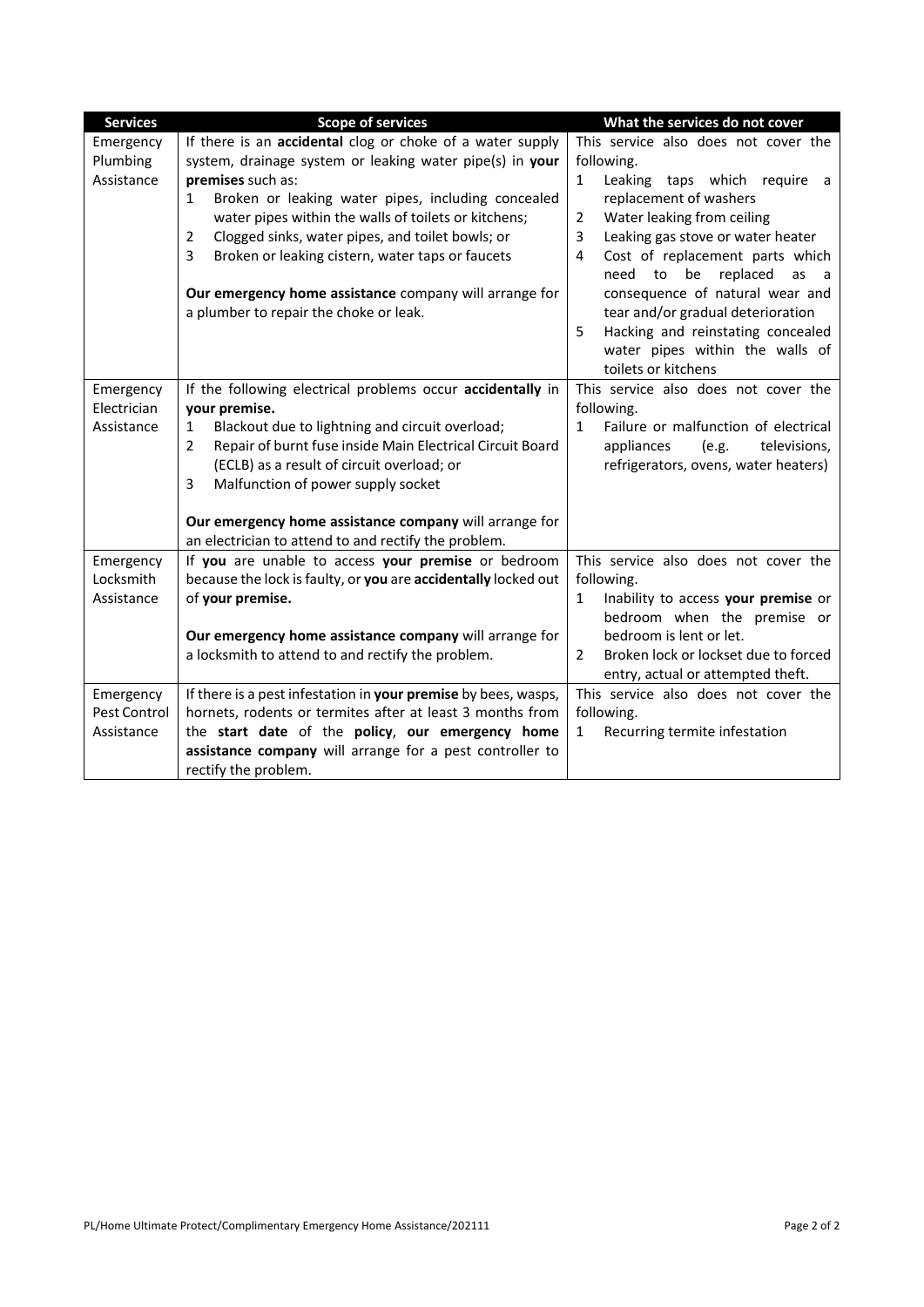| Services | Scope of services | What the services do not cover |
|---|---|---|
| Emergency Plumbing Assistance | If there is an **accidental** clog or choke of a water supply system, drainage system or leaking water pipe(s) in **your premises** such as:<br>1 Broken or leaking water pipes, including concealed water pipes within the walls of toilets or kitchens;<br>2 Clogged sinks, water pipes, and toilet bowls; or<br>3 Broken or leaking cistern, water taps or faucets<br><br>**Our emergency home assistance** company will arrange for a plumber to repair the choke or leak. | This service also does not cover the following.<br>1 Leaking taps which require a replacement of washers<br>2 Water leaking from ceiling<br>3 Leaking gas stove or water heater<br>4 Cost of replacement parts which need to be replaced as a consequence of natural wear and tear and/or gradual deterioration<br>5 Hacking and reinstating concealed water pipes within the walls of toilets or kitchens |
| Emergency Electrician Assistance | If the following electrical problems occur **accidentally** in **your premise.**<br>1 Blackout due to lightning and circuit overload;<br>2 Repair of burnt fuse inside Main Electrical Circuit Board (ECLB) as a result of circuit overload; or<br>3 Malfunction of power supply socket<br><br>**Our emergency home assistance company** will arrange for an electrician to attend to and rectify the problem. | This service also does not cover the following.<br>1 Failure or malfunction of electrical appliances (e.g. televisions, refrigerators, ovens, water heaters) |
| Emergency Locksmith Assistance | If **you** are unable to access **your premise** or bedroom because the lock is faulty, or **you** are **accidentally** locked out of **your premise.**<br><br>**Our emergency home assistance company** will arrange for a locksmith to attend to and rectify the problem. | This service also does not cover the following.<br>1 Inability to access **your premise** or bedroom when the premise or bedroom is lent or let.<br>2 Broken lock or lockset due to forced entry, actual or attempted theft. |
| Emergency Pest Control Assistance | If there is a pest infestation in **your premise** by bees, wasps, hornets, rodents or termites after at least 3 months from the **start date** of the **policy**, **our emergency home assistance company** will arrange for a pest controller to rectify the problem. | This service also does not cover the following.<br>1 Recurring termite infestation |

PL/Home Ultimate Protect/Complimentary Emergency Home Assistance/202111